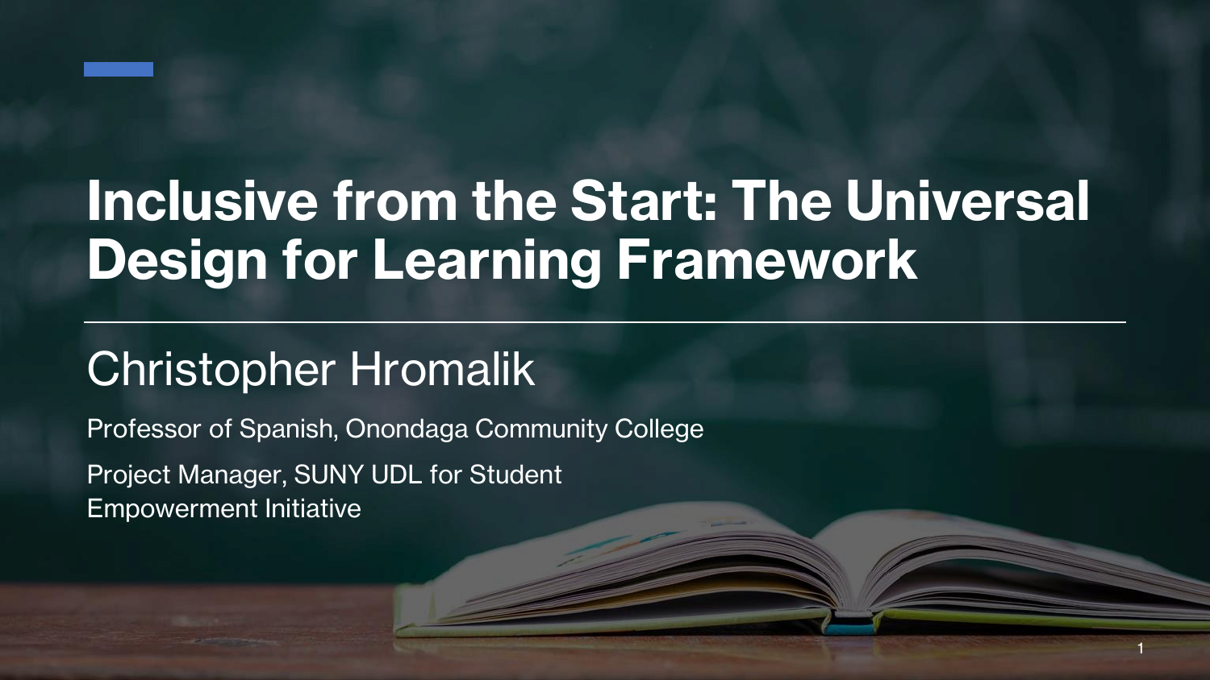# Inclusive from the Start: The Universal Design for Learning Framework

## Christopher Hromalik

Professor of Spanish, Onondaga Community College

Project Manager, SUNY UDL for Student Empowerment Initiative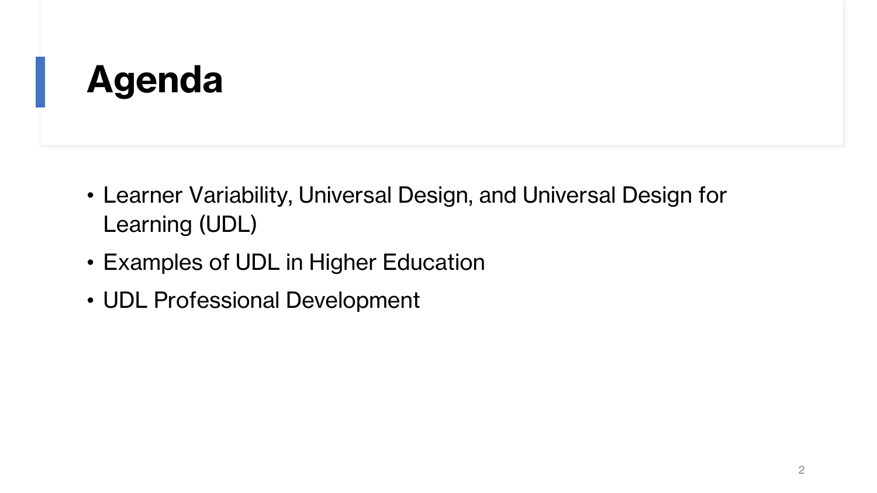# Agenda

- Learner Variability, Universal Design, and Universal Design for Learning (UDL)
- Examples of UDL in Higher Education
- UDL Professional Development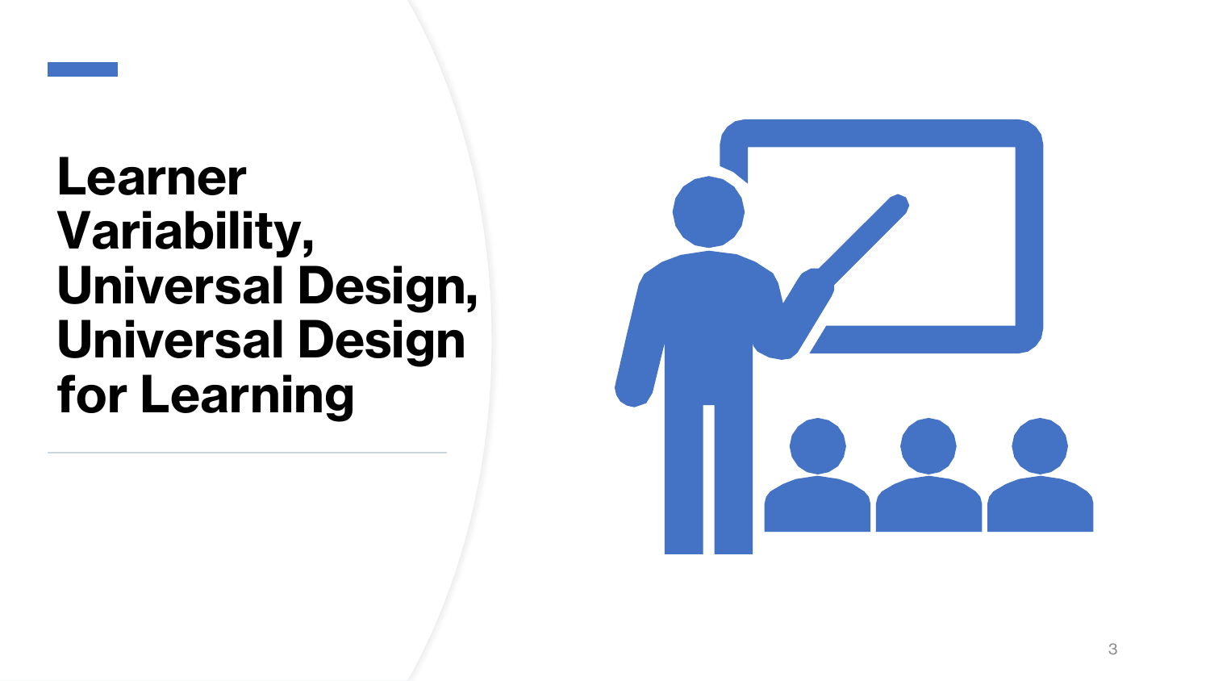# Learner Variability, Universal Design, Universal Design for Learning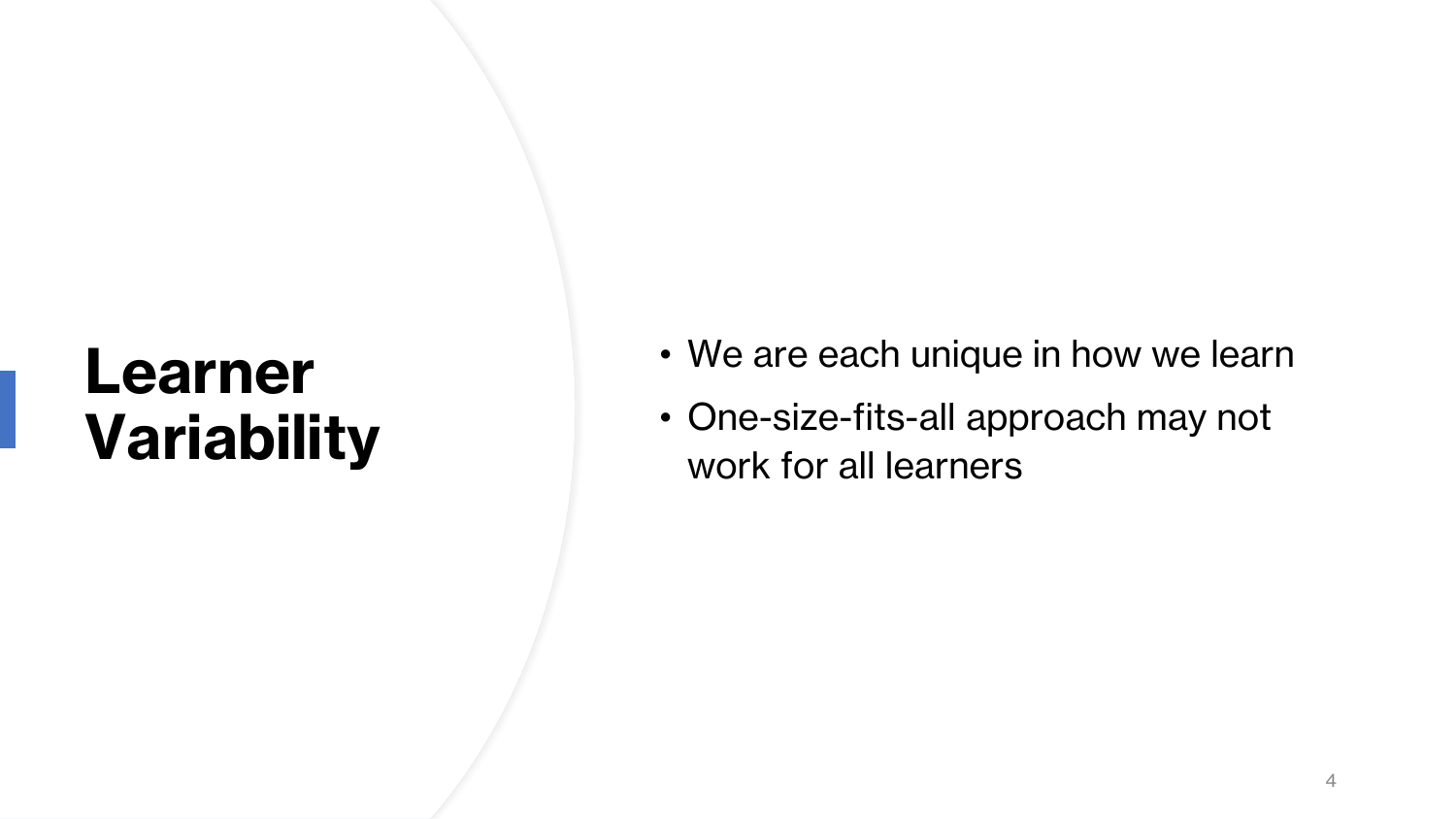# Learner Variability

- We are each unique in how we learn
- One-size-fits-all approach may not work for all learners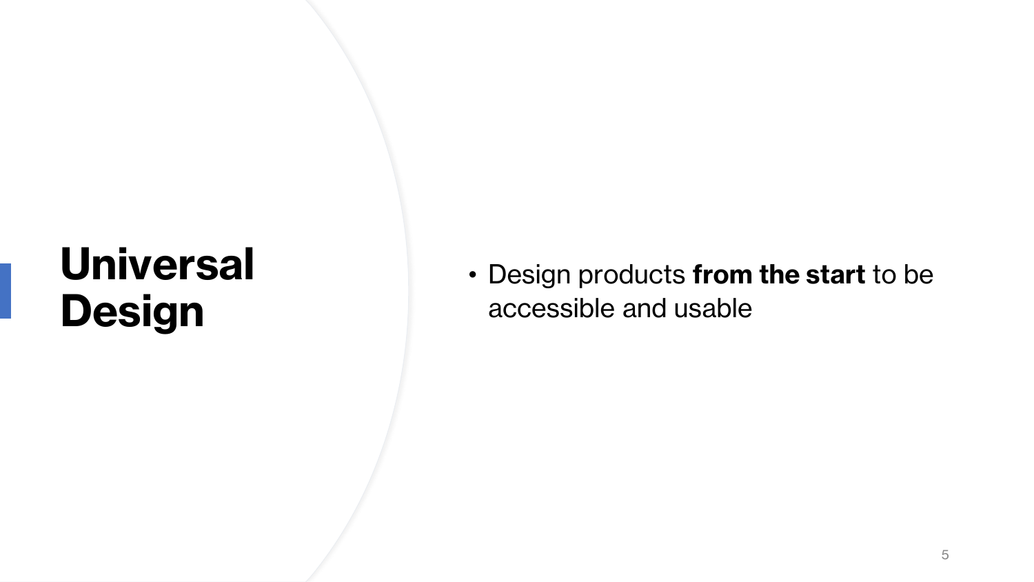# Universal Design

- Design products **from the start** to be accessible and usable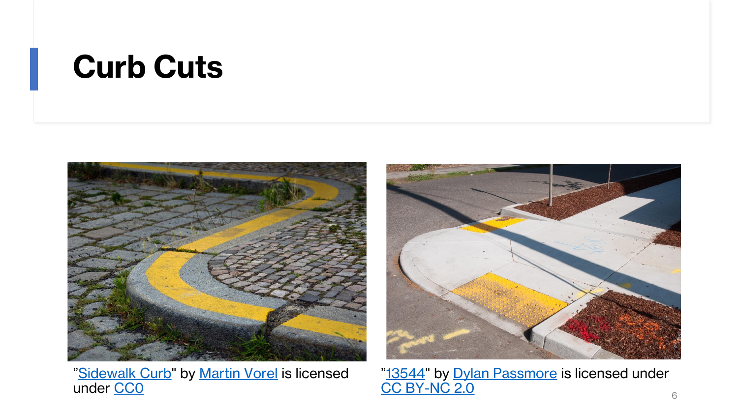# Curb Cuts

"Sidewalk Curb" by Martin Vorel is licensed under CC0

"13544" by Dylan Passmore is licensed under CC BY-NC 2.0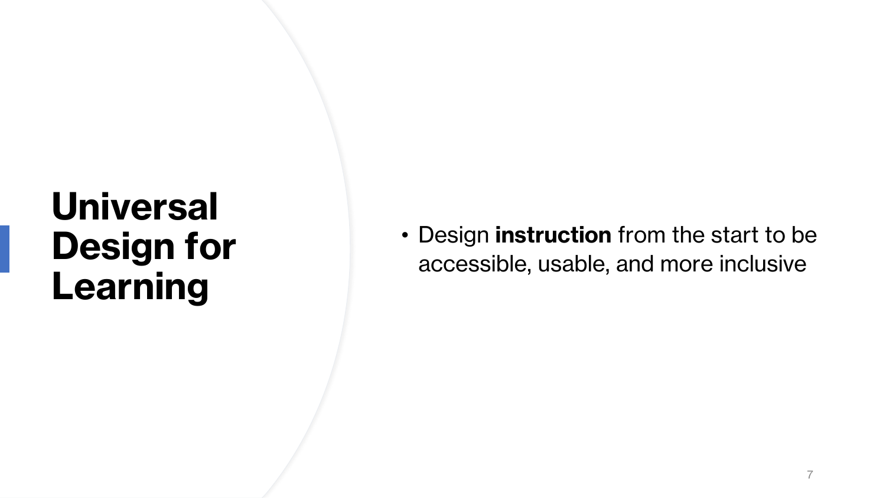# Universal Design for Learning

- Design **instruction** from the start to be accessible, usable, and more inclusive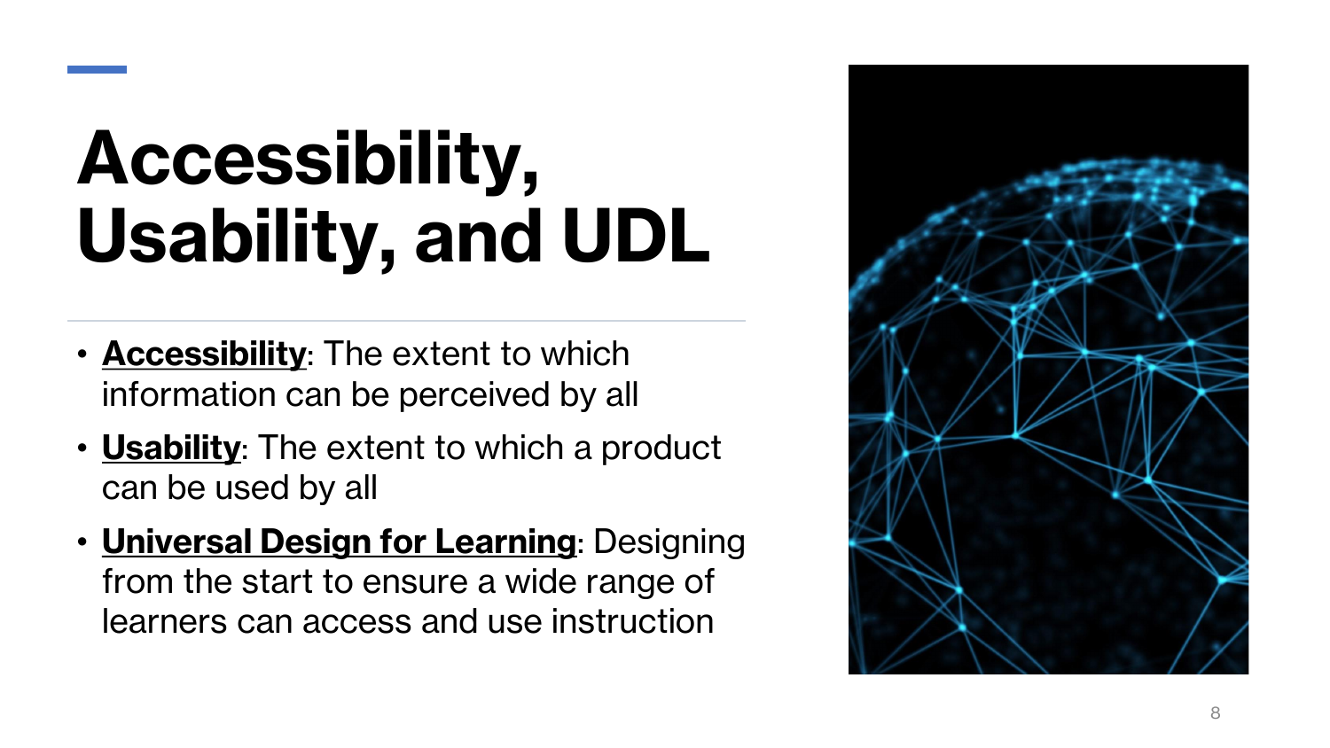# Accessibility, Usability, and UDL

- **Accessibility**: The extent to which information can be perceived by all
- **Usability**: The extent to which a product can be used by all
- **Universal Design for Learning**: Designing from the start to ensure a wide range of learners can access and use instruction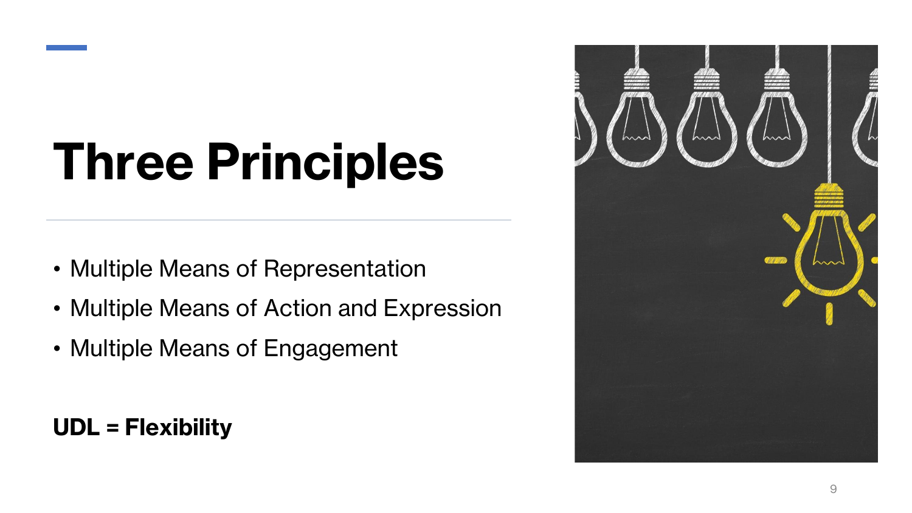# Three Principles

- Multiple Means of Representation
- Multiple Means of Action and Expression
- Multiple Means of Engagement

**UDL = Flexibility**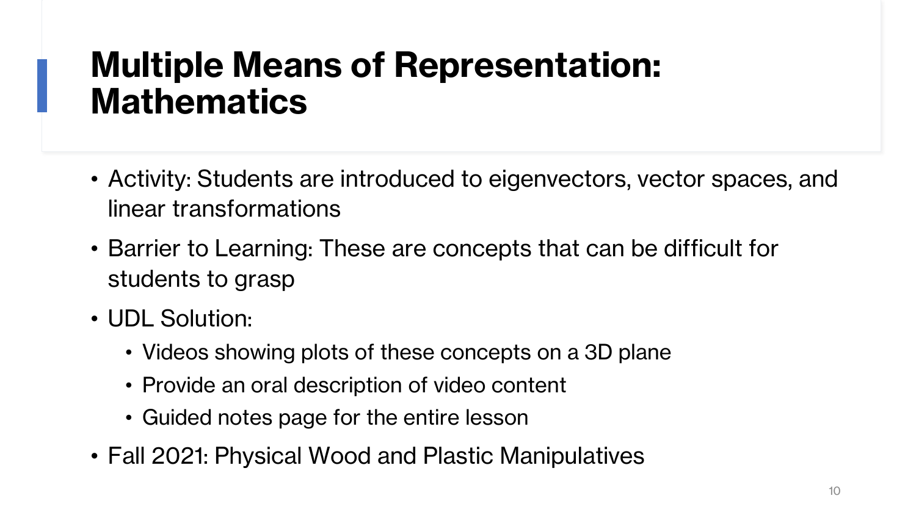# Multiple Means of Representation: Mathematics

- Activity: Students are introduced to eigenvectors, vector spaces, and linear transformations
- Barrier to Learning: These are concepts that can be difficult for students to grasp
- UDL Solution:
  - Videos showing plots of these concepts on a 3D plane
  - Provide an oral description of video content
  - Guided notes page for the entire lesson
- Fall 2021: Physical Wood and Plastic Manipulatives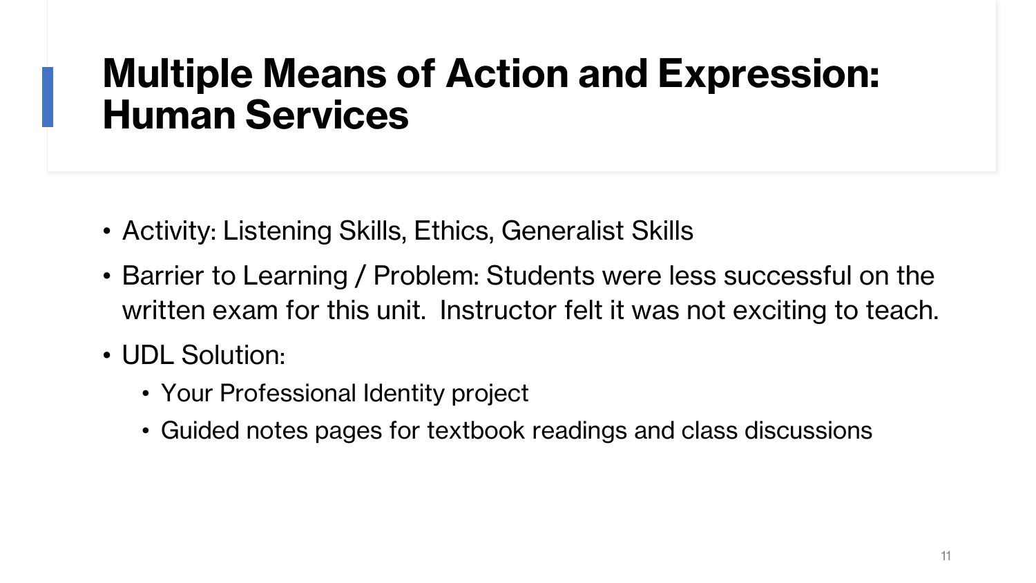# Multiple Means of Action and Expression: Human Services

- Activity: Listening Skills, Ethics, Generalist Skills
- Barrier to Learning / Problem: Students were less successful on the written exam for this unit. Instructor felt it was not exciting to teach.
- UDL Solution:
  - Your Professional Identity project
  - Guided notes pages for textbook readings and class discussions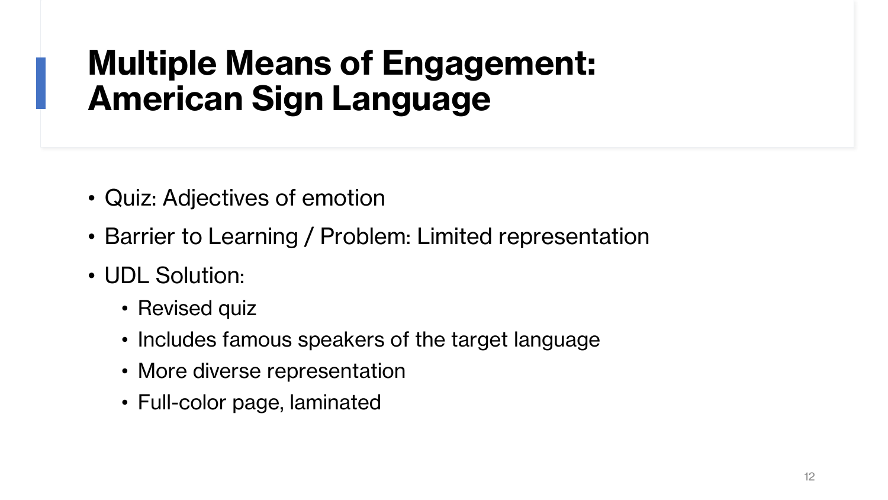# Multiple Means of Engagement: American Sign Language

- Quiz: Adjectives of emotion
- Barrier to Learning / Problem: Limited representation
- UDL Solution:
  - Revised quiz
  - Includes famous speakers of the target language
  - More diverse representation
  - Full-color page, laminated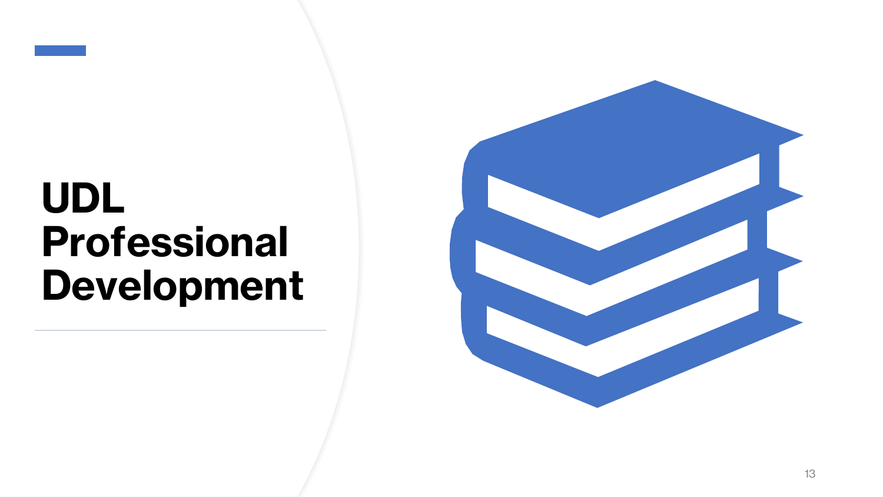# UDL Professional Development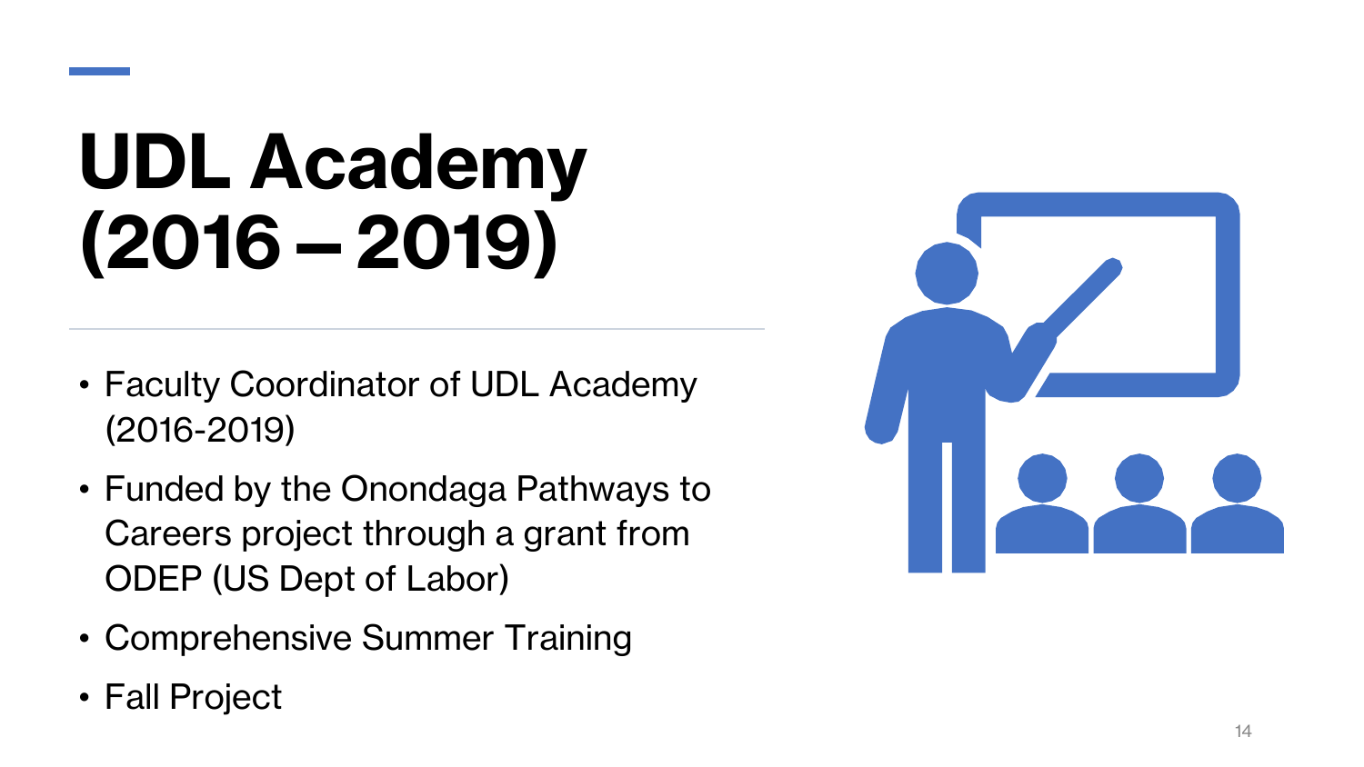# UDL Academy (2016 – 2019)

- Faculty Coordinator of UDL Academy (2016-2019)
- Funded by the Onondaga Pathways to Careers project through a grant from ODEP (US Dept of Labor)
- Comprehensive Summer Training
- Fall Project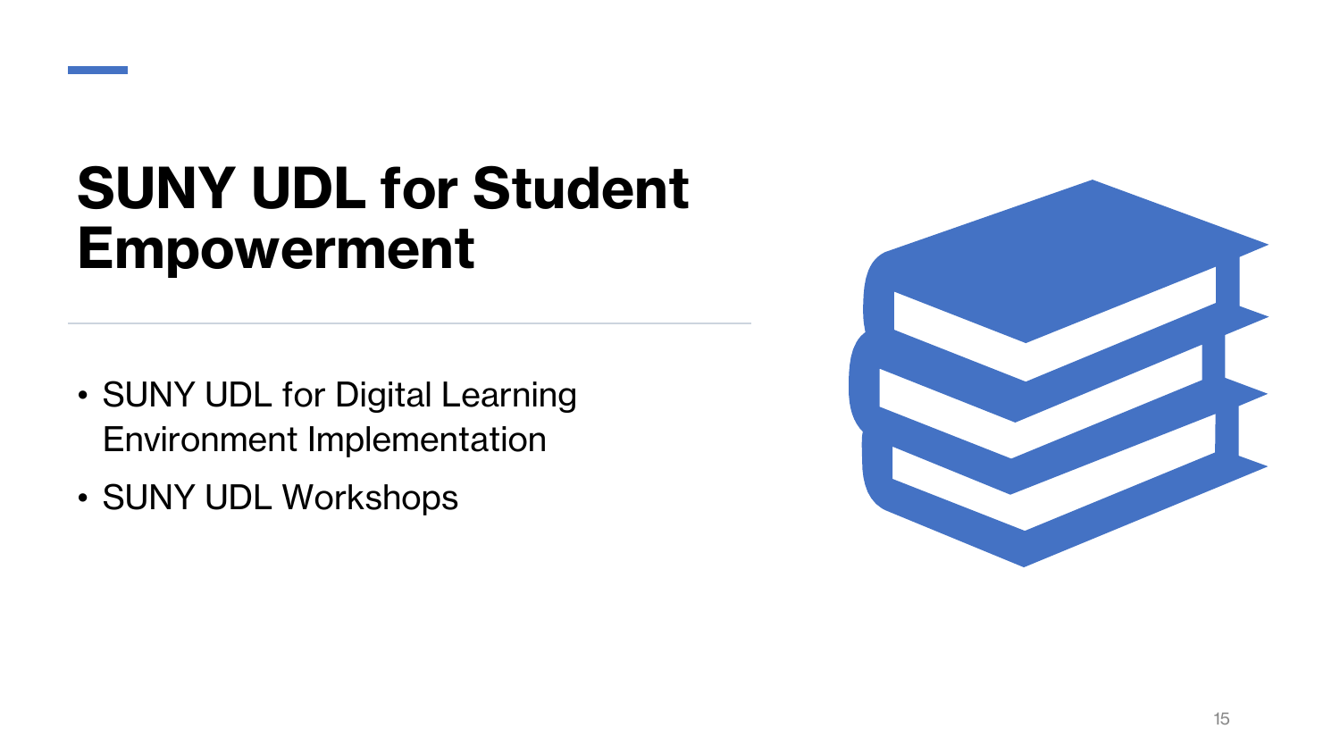# SUNY UDL for Student Empowerment

- SUNY UDL for Digital Learning Environment Implementation
- SUNY UDL Workshops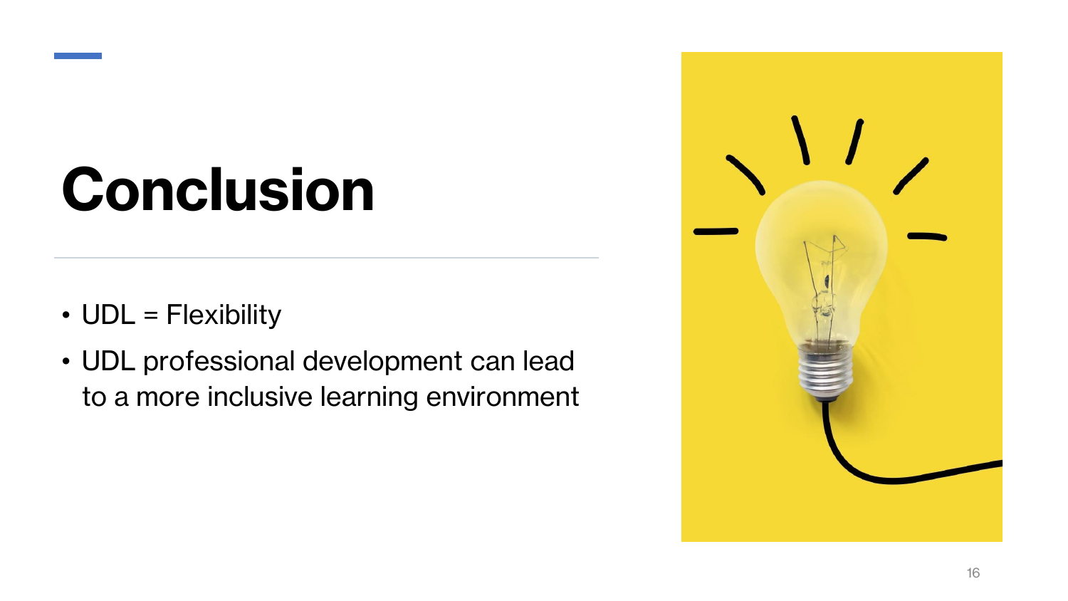# Conclusion

- UDL = Flexibility
- UDL professional development can lead to a more inclusive learning environment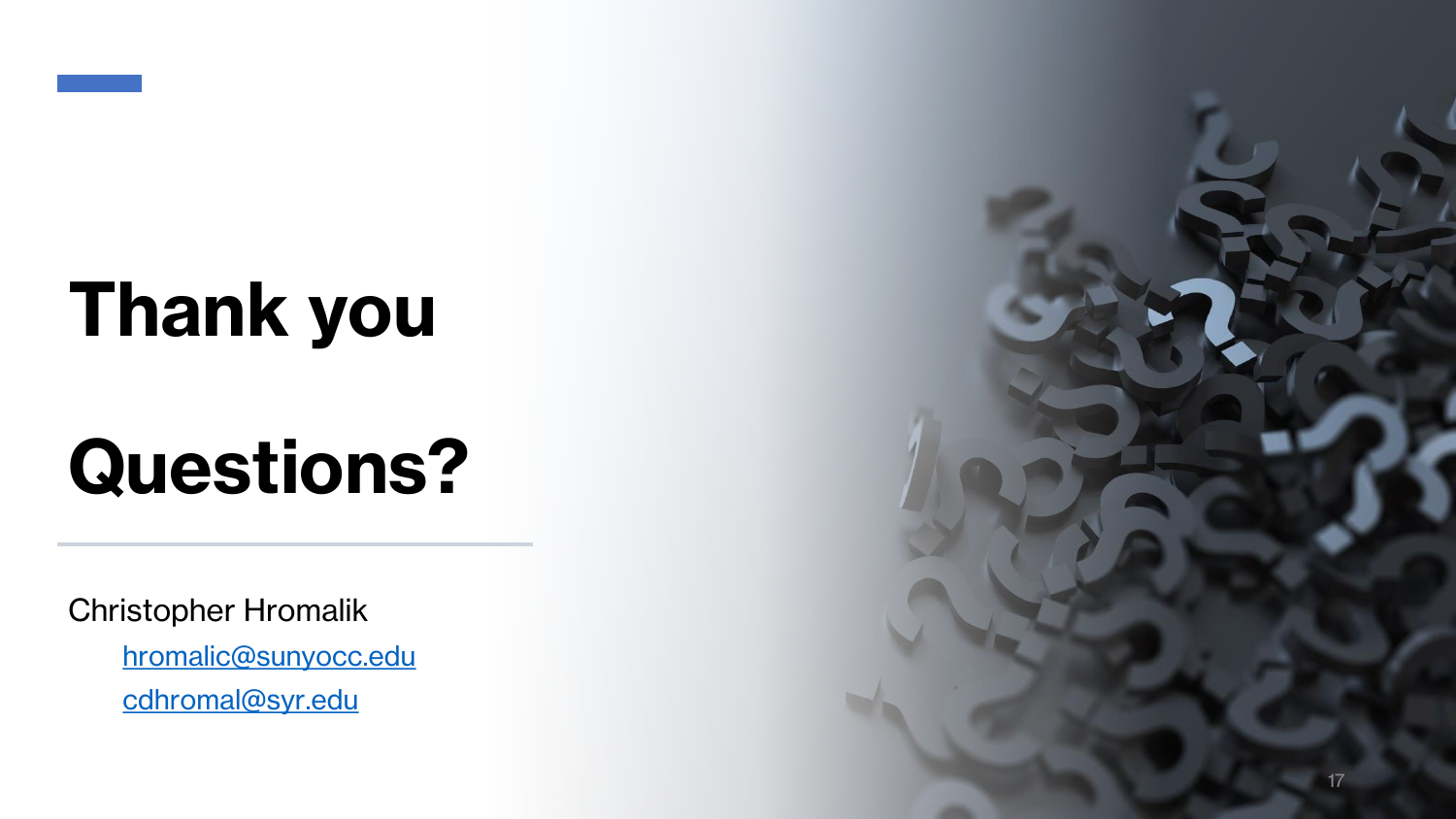# Thank you

# Questions?

Christopher Hromalik

- hromalic@sunyocc.edu
- cdhromal@syr.edu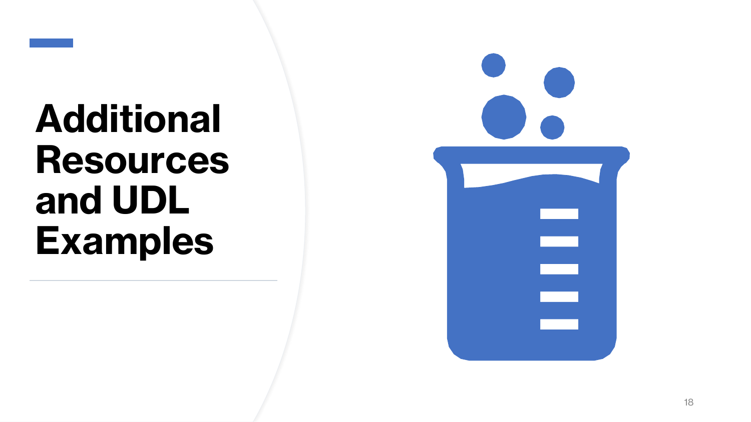# Additional Resources and UDL Examples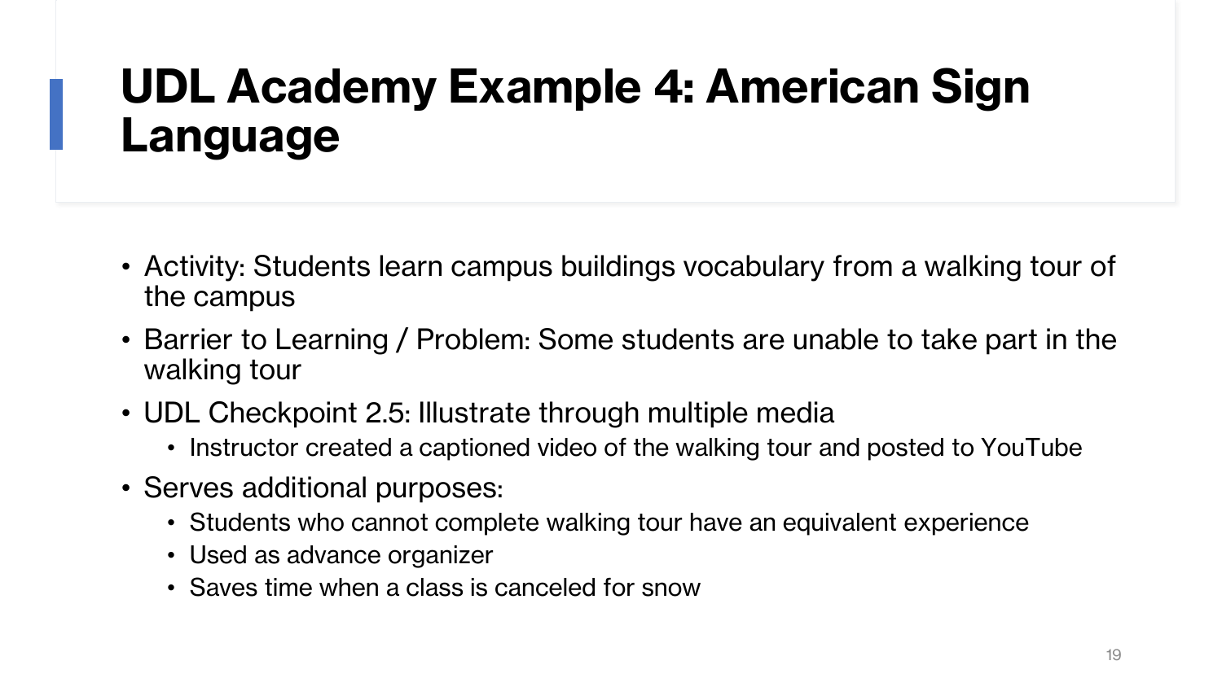# UDL Academy Example 4: American Sign Language

- Activity: Students learn campus buildings vocabulary from a walking tour of the campus
- Barrier to Learning / Problem: Some students are unable to take part in the walking tour
- UDL Checkpoint 2.5: Illustrate through multiple media
  - Instructor created a captioned video of the walking tour and posted to YouTube
- Serves additional purposes:
  - Students who cannot complete walking tour have an equivalent experience
  - Used as advance organizer
  - Saves time when a class is canceled for snow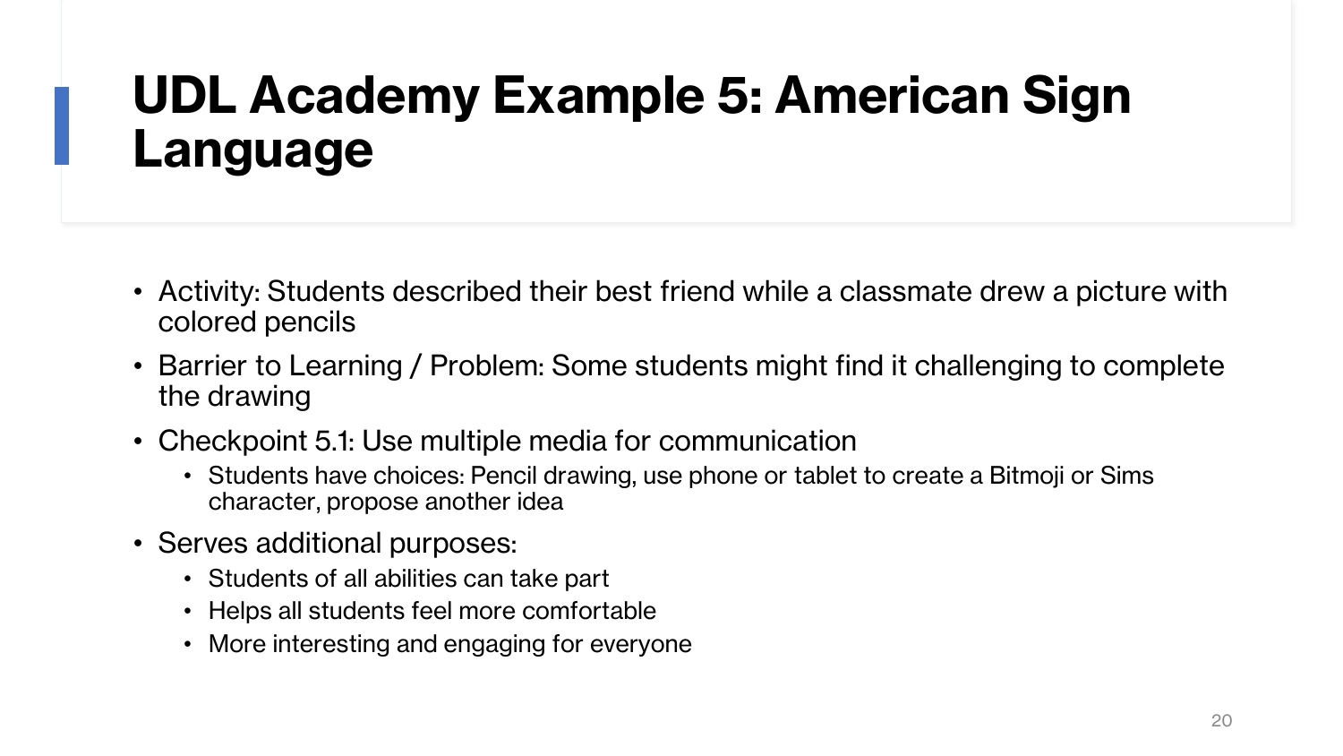# UDL Academy Example 5: American Sign Language

- Activity: Students described their best friend while a classmate drew a picture with colored pencils
- Barrier to Learning / Problem: Some students might find it challenging to complete the drawing
- Checkpoint 5.1: Use multiple media for communication
  - Students have choices: Pencil drawing, use phone or tablet to create a Bitmoji or Sims character, propose another idea
- Serves additional purposes:
  - Students of all abilities can take part
  - Helps all students feel more comfortable
  - More interesting and engaging for everyone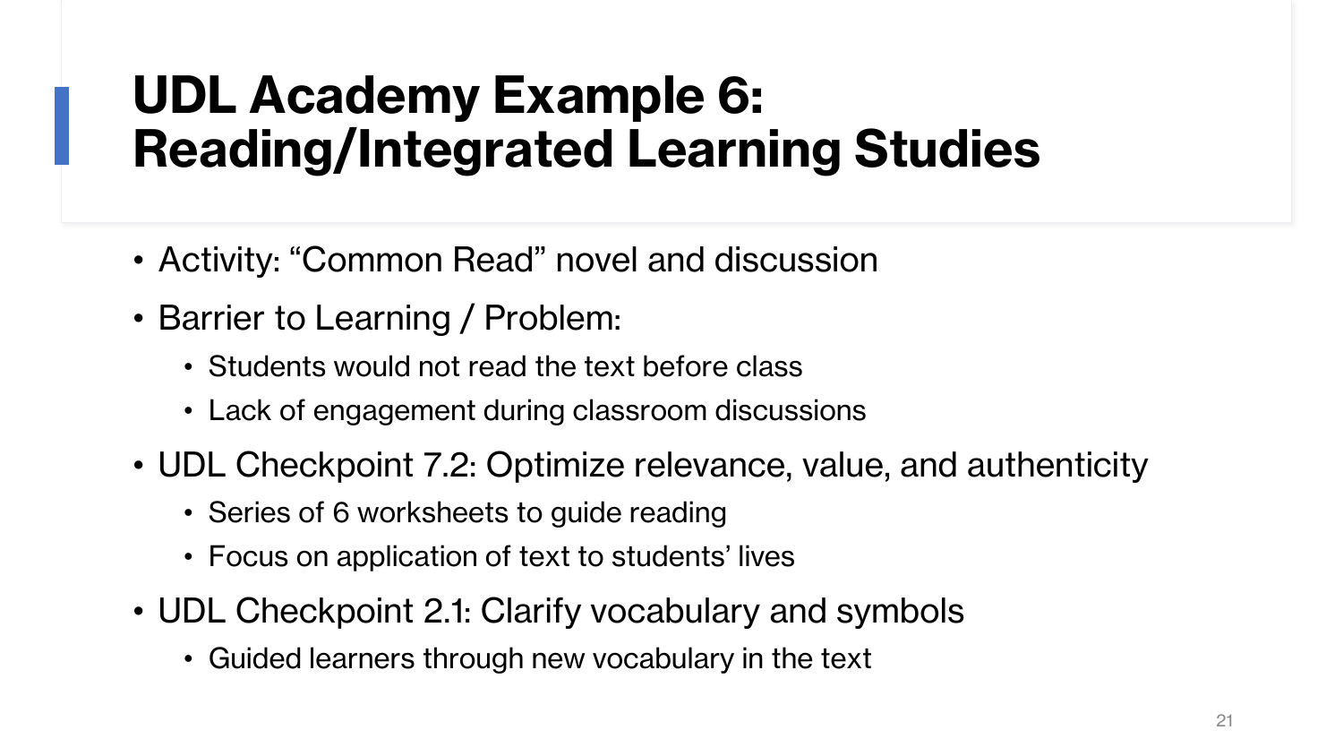# UDL Academy Example 6: Reading/Integrated Learning Studies

- Activity: “Common Read” novel and discussion
- Barrier to Learning / Problem:
  - Students would not read the text before class
  - Lack of engagement during classroom discussions
- UDL Checkpoint 7.2: Optimize relevance, value, and authenticity
  - Series of 6 worksheets to guide reading
  - Focus on application of text to students’ lives
- UDL Checkpoint 2.1: Clarify vocabulary and symbols
  - Guided learners through new vocabulary in the text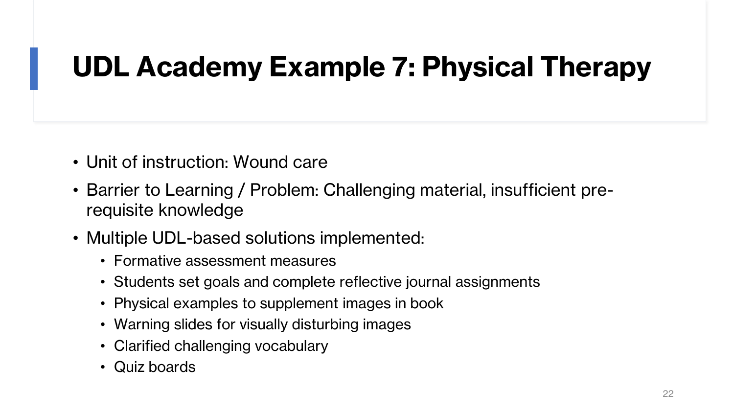# UDL Academy Example 7: Physical Therapy

- Unit of instruction: Wound care
- Barrier to Learning / Problem: Challenging material, insufficient pre-requisite knowledge
- Multiple UDL-based solutions implemented:
  - Formative assessment measures
  - Students set goals and complete reflective journal assignments
  - Physical examples to supplement images in book
  - Warning slides for visually disturbing images
  - Clarified challenging vocabulary
  - Quiz boards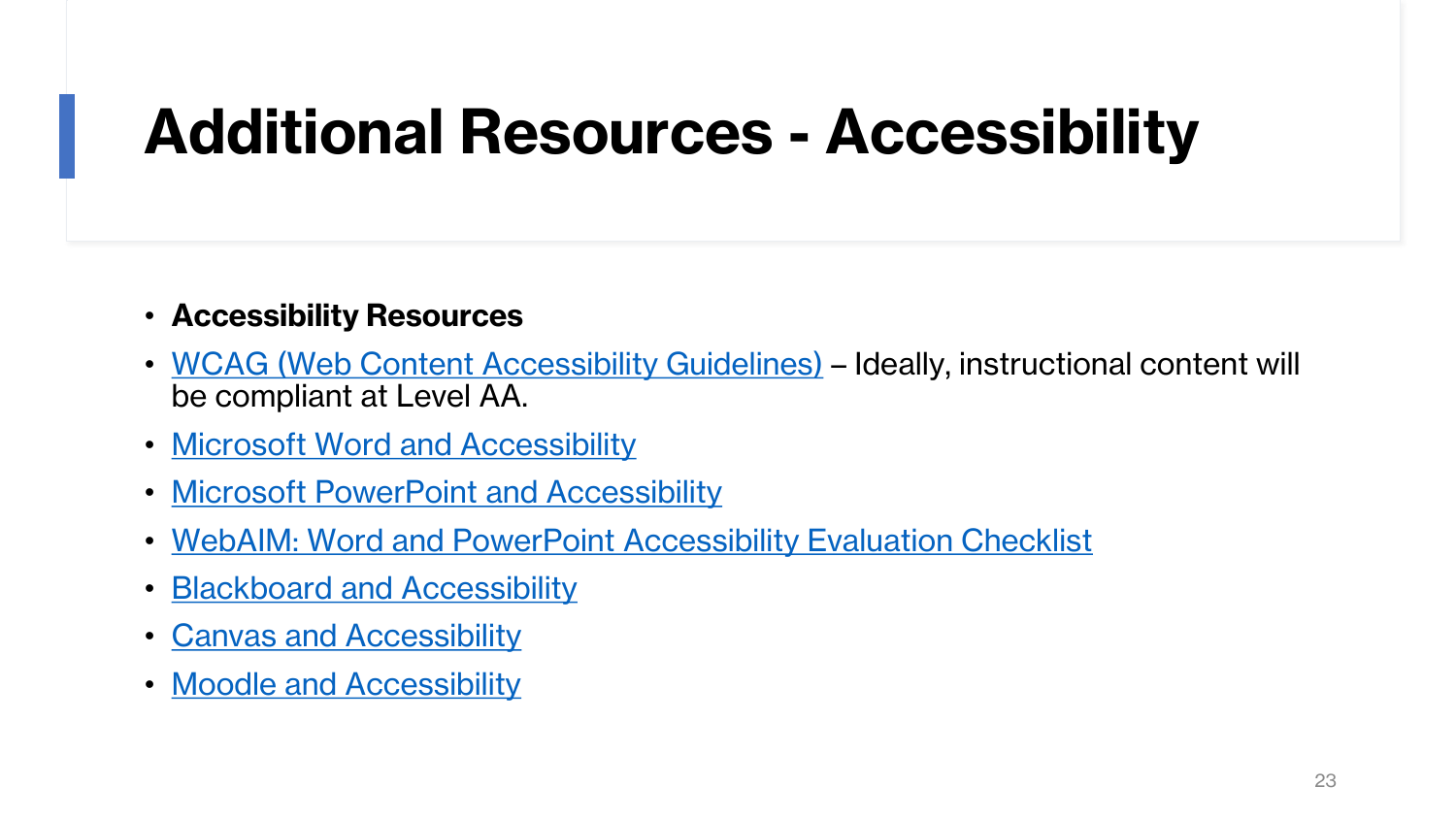# Additional Resources - Accessibility

- **Accessibility Resources**
- WCAG (Web Content Accessibility Guidelines) – Ideally, instructional content will be compliant at Level AA.
- Microsoft Word and Accessibility
- Microsoft PowerPoint and Accessibility
- WebAIM: Word and PowerPoint Accessibility Evaluation Checklist
- Blackboard and Accessibility
- Canvas and Accessibility
- Moodle and Accessibility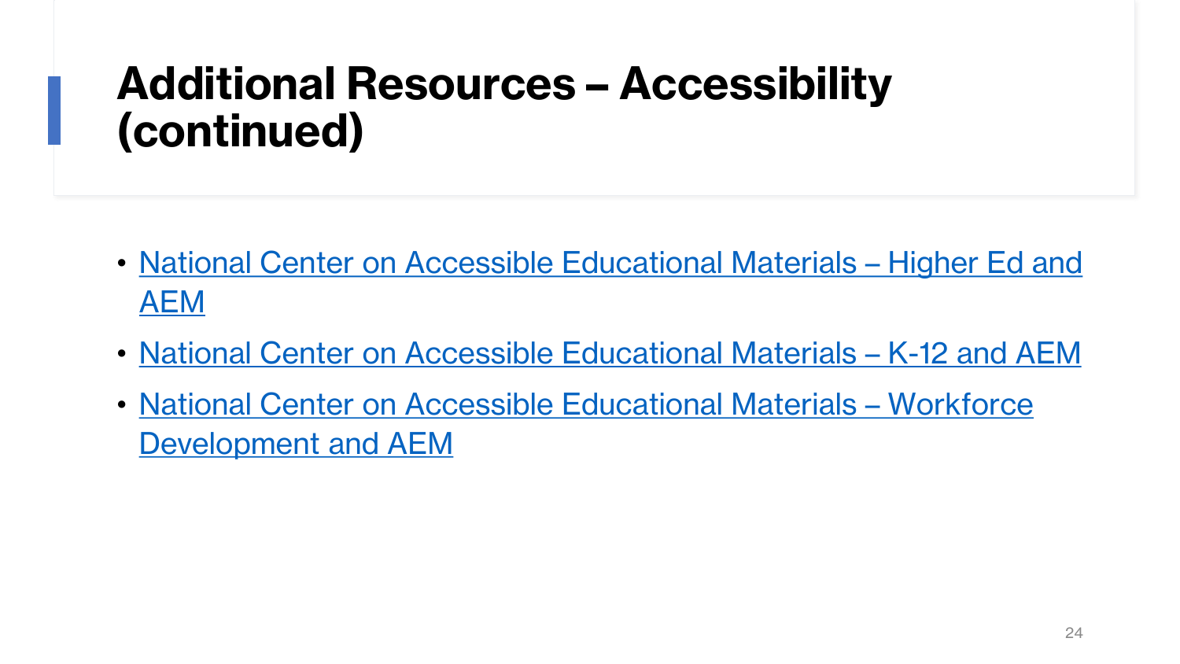# Additional Resources – Accessibility (continued)

- National Center on Accessible Educational Materials – Higher Ed and AEM
- National Center on Accessible Educational Materials – K-12 and AEM
- National Center on Accessible Educational Materials – Workforce Development and AEM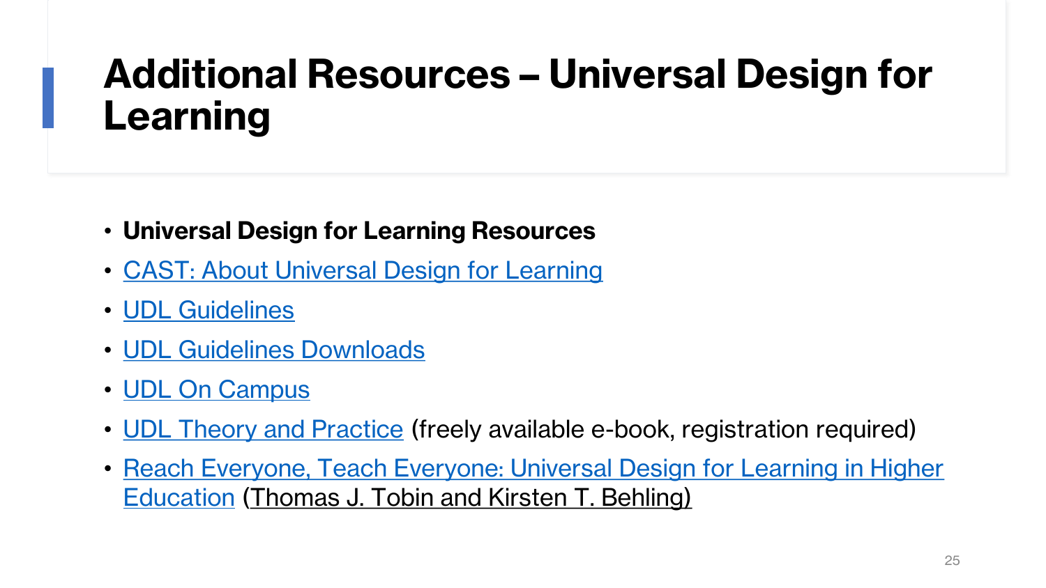# Additional Resources – Universal Design for Learning

- **Universal Design for Learning Resources**
- CAST: About Universal Design for Learning
- UDL Guidelines
- UDL Guidelines Downloads
- UDL On Campus
- UDL Theory and Practice (freely available e-book, registration required)
- Reach Everyone, Teach Everyone: Universal Design for Learning in Higher Education (Thomas J. Tobin and Kirsten T. Behling)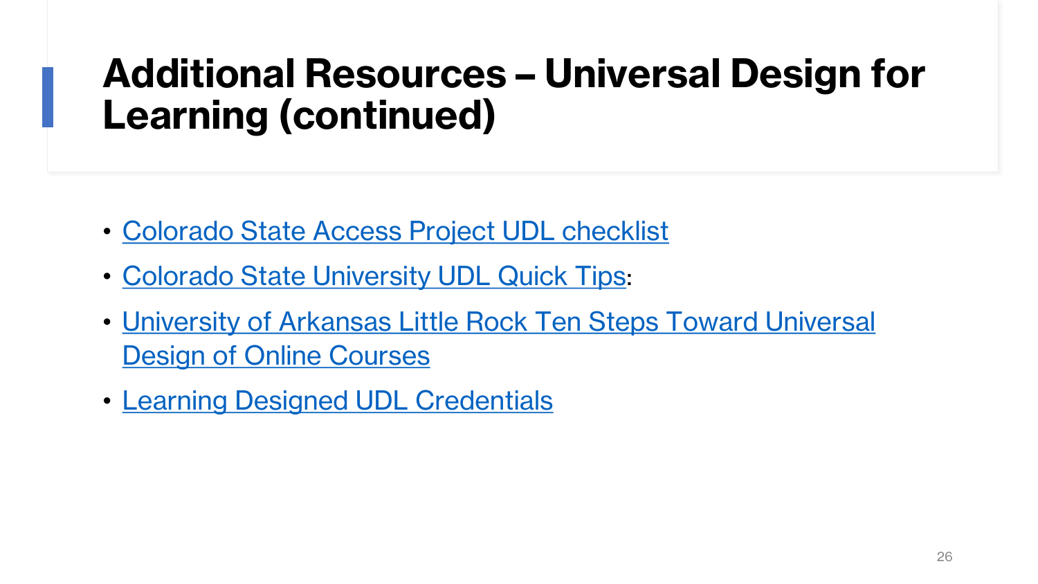# Additional Resources – Universal Design for Learning (continued)

- Colorado State Access Project UDL checklist
- Colorado State University UDL Quick Tips:
- University of Arkansas Little Rock Ten Steps Toward Universal Design of Online Courses
- Learning Designed UDL Credentials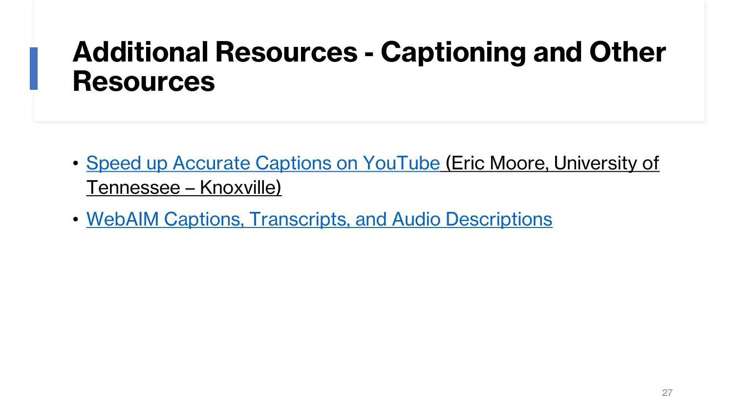# Additional Resources - Captioning and Other Resources

- Speed up Accurate Captions on YouTube (Eric Moore, University of Tennessee – Knoxville)
- WebAIM Captions, Transcripts, and Audio Descriptions